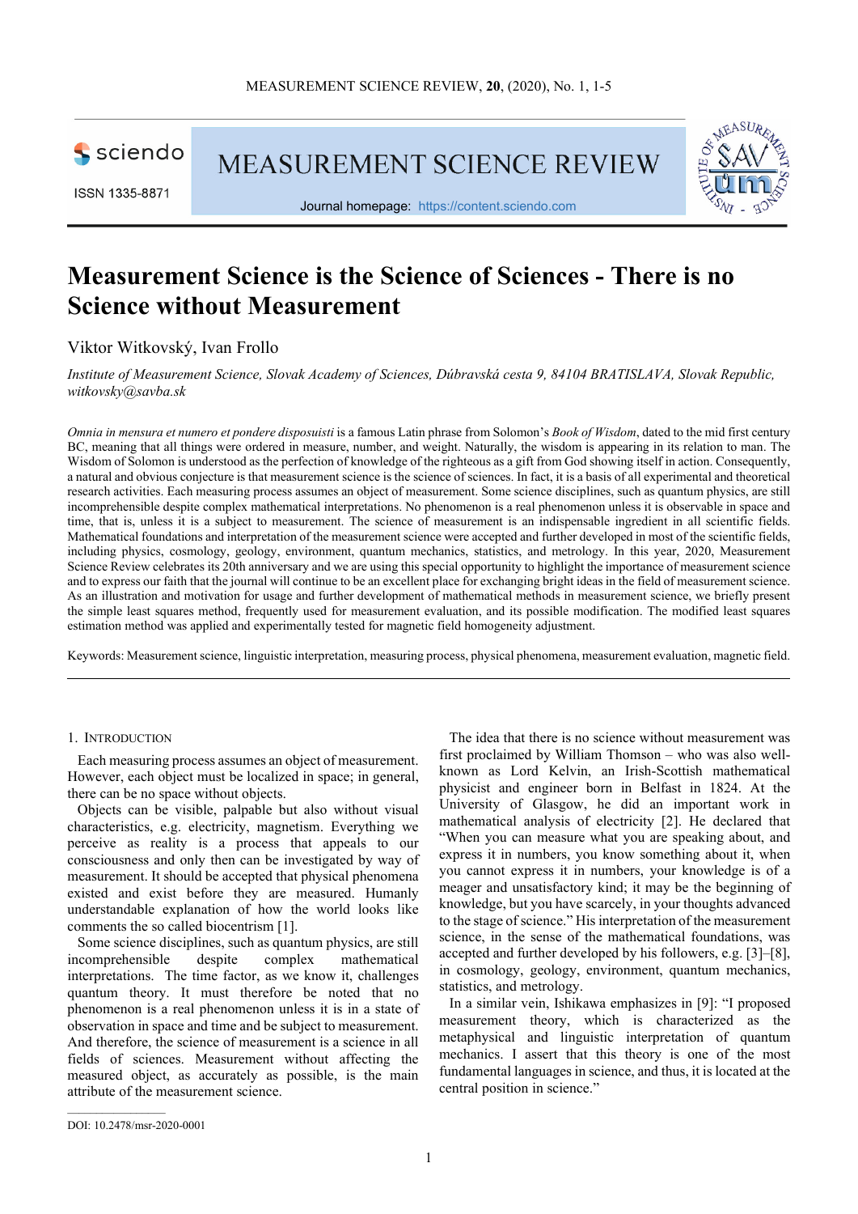# Measurement Science is the Science of Sciences - There is no Science without Measurement

Viktor Witkovský, Ivan Frollo

*Institute of Measurement Science, Slovak Academy of Sciences, Dúbravská cesta 9, 84104 BRATISLAVA, Slovak Republic, witkovsky@savba.sk*

*Omnia in mensura et numero et pondere disposuisti* is a famous Latin phrase from Solomon's *Book of Wisdom*, dated to the mid first century BC, meaning that all things were ordered in measure, number, and weight. Naturally, the wisdom is appearing in its relation to man. The Wisdom of Solomon is understood as the perfection of knowledge of the righteous as a gift from God showing itself in action. Consequently, a natural and obvious conjecture is that measurement science is the science of sciences. In fact, it is a basis of all experimental and theoretical research activities. Each measuring process assumes an object of measurement. Some science disciplines, such as quantum physics, are still incomprehensible despite complex mathematical interpretations. No phenomenon is a real phenomenon unless it is observable in space and time, that is, unless it is a subject to measurement. The science of measurement is an indispensable ingredient in all scientific fields. Mathematical foundations and interpretation of the measurement science were accepted and further developed in most of the scientific fields, including physics, cosmology, geology, environment, quantum mechanics, statistics, and metrology. In this year, 2020, Measurement Science Review celebrates its 20th anniversary and we are using this special opportunity to highlight the importance of measurement science and to express our faith that the journal will continue to be an excellent place for exchanging bright ideas in the field of measurement science. As an illustration and motivation for usage and further development of mathematical methods in measurement science, we briefly present the simple least squares method, frequently used for measurement evaluation, and its possible modification. The modified least squares estimation method was applied and experimentally tested for magnetic field homogeneity adjustment.

Keywords: Measurement science, linguistic interpretation, measuring process, physical phenomena, measurement evaluation, magnetic field.

## 1. Introduction

Each measuring process assumes an object of measurement. However, each object must be localized in space; in general, there can be no space without objects.

Objects can be visible, palpable but also without visual characteristics, e.g. electricity, magnetism. Everything we perceive as reality is a process that appeals to our consciousness and only then can be investigated by way of measurement. It should be accepted that physical phenomena existed and exist before they are measured. Humanly understandable explanation of how the world looks like comments the so called biocentrism [1].

Some science disciplines, such as quantum physics, are still incomprehensible despite complex mathematical interpretations. The time factor, as we know it, challenges quantum theory. It must therefore be noted that no phenomenon is a real phenomenon unless it is in a state of observation in space and time and be subject to measurement. And therefore, the science of measurement is a science in all fields of sciences. Measurement without affecting the measured object, as accurately as possible, is the main attribute of the measurement science.

The idea that there is no science without measurement was first proclaimed by William Thomson – who was also well-known as Lord Kelvin, an Irish-Scottish mathematical physicist and engineer born in Belfast in 1824. At the University of Glasgow, he did an important work in mathematical analysis of electricity [2]. He declared that "When you can measure what you are speaking about, and express it in numbers, you know something about it, when you cannot express it in numbers, your knowledge is of a meager and unsatisfactory kind; it may be the beginning of knowledge, but you have scarcely, in your thoughts advanced to the stage of science." His interpretation of the measurement science, in the sense of the mathematical foundations, was accepted and further developed by his followers, e.g. [3]–[8], in cosmology, geology, environment, quantum mechanics, statistics, and metrology.

In a similar vein, Ishikawa emphasizes in [9]: "I proposed measurement theory, which is characterized as the metaphysical and linguistic interpretation of quantum mechanics. I assert that this theory is one of the most fundamental languages in science, and thus, it is located at the central position in science."

DOI: 10.2478/msr-2020-0001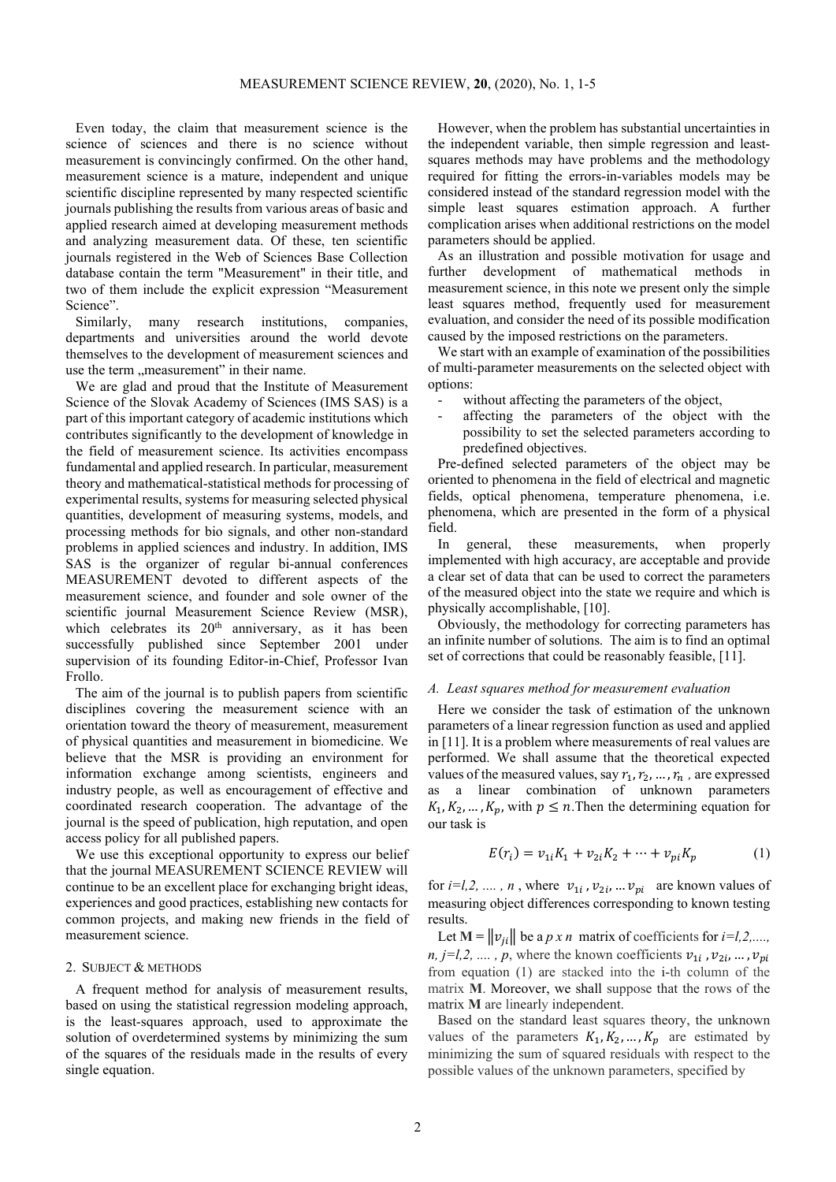Even today, the claim that measurement science is the science of sciences and there is no science without measurement is convincingly confirmed. On the other hand, measurement science is a mature, independent and unique scientific discipline represented by many respected scientific journals publishing the results from various areas of basic and applied research aimed at developing measurement methods and analyzing measurement data. Of these, ten scientific journals registered in the Web of Sciences Base Collection database contain the term "Measurement" in their title, and two of them include the explicit expression “Measurement Science”.

Similarly, many research institutions, companies, departments and universities around the world devote themselves to the development of measurement sciences and use the term „measurement” in their name.

We are glad and proud that the Institute of Measurement Science of the Slovak Academy of Sciences (IMS SAS) is a part of this important category of academic institutions which contributes significantly to the development of knowledge in the field of measurement science. Its activities encompass fundamental and applied research. In particular, measurement theory and mathematical-statistical methods for processing of experimental results, systems for measuring selected physical quantities, development of measuring systems, models, and processing methods for bio signals, and other non-standard problems in applied sciences and industry. In addition, IMS SAS is the organizer of regular bi-annual conferences MEASUREMENT devoted to different aspects of the measurement science, and founder and sole owner of the scientific journal Measurement Science Review (MSR), which celebrates its 20th anniversary, as it has been successfully published since September 2001 under supervision of its founding Editor-in-Chief, Professor Ivan Frollo.

The aim of the journal is to publish papers from scientific disciplines covering the measurement science with an orientation toward the theory of measurement, measurement of physical quantities and measurement in biomedicine. We believe that the MSR is providing an environment for information exchange among scientists, engineers and industry people, as well as encouragement of effective and coordinated research cooperation. The advantage of the journal is the speed of publication, high reputation, and open access policy for all published papers.

We use this exceptional opportunity to express our belief that the journal MEASUREMENT SCIENCE REVIEW will continue to be an excellent place for exchanging bright ideas, experiences and good practices, establishing new contacts for common projects, and making new friends in the field of measurement science.

## 2. Subject & methods

A frequent method for analysis of measurement results, based on using the statistical regression modeling approach, is the least-squares approach, used to approximate the solution of overdetermined systems by minimizing the sum of the squares of the residuals made in the results of every single equation.

However, when the problem has substantial uncertainties in the independent variable, then simple regression and least-squares methods may have problems and the methodology required for fitting the errors-in-variables models may be considered instead of the standard regression model with the simple least squares estimation approach. A further complication arises when additional restrictions on the model parameters should be applied.

As an illustration and possible motivation for usage and further development of mathematical methods in measurement science, in this note we present only the simple least squares method, frequently used for measurement evaluation, and consider the need of its possible modification caused by the imposed restrictions on the parameters.

We start with an example of examination of the possibilities of multi-parameter measurements on the selected object with options:

- without affecting the parameters of the object,
- affecting the parameters of the object with the possibility to set the selected parameters according to predefined objectives.

Pre-defined selected parameters of the object may be oriented to phenomena in the field of electrical and magnetic fields, optical phenomena, temperature phenomena, i.e. phenomena, which are presented in the form of a physical field.

In general, these measurements, when properly implemented with high accuracy, are acceptable and provide a clear set of data that can be used to correct the parameters of the measured object into the state we require and which is physically accomplishable, [10].

Obviously, the methodology for correcting parameters has an infinite number of solutions. The aim is to find an optimal set of corrections that could be reasonably feasible, [11].

### *A. Least squares method for measurement evaluation*

Here we consider the task of estimation of the unknown parameters of a linear regression function as used and applied in [11]. It is a problem where measurements of real values are performed. We shall assume that the theoretical expected values of the measured values, say $r_1, r_2, \dots, r_n$ , are expressed as a linear combination of unknown parameters $K_1, K_2, \dots, K_p$, with $p \leq n$. Then the determining equation for our task is

$$E(r_i) = v_{1i}K_1 + v_{2i}K_2 + \cdots + v_{pi}K_p \tag{1}$$

for $i=1,2, \dots, n$ , where $v_{1i}, v_{2i}, \dots v_{pi}$ are known values of measuring object differences corresponding to known testing results.

Let $\mathbf{M} = \|v_{ji}\|$ be a $p \times n$ matrix of coefficients for $i=1,2,\dots, n$, $j=1,2, \dots, p$, where the known coefficients $v_{1i}, v_{2i}, \dots, v_{pi}$ from equation (1) are stacked into the i-th column of the matrix **M**. Moreover, we shall suppose that the rows of the matrix **M** are linearly independent.

Based on the standard least squares theory, the unknown values of the parameters $K_1, K_2, \dots, K_p$ are estimated by minimizing the sum of squared residuals with respect to the possible values of the unknown parameters, specified by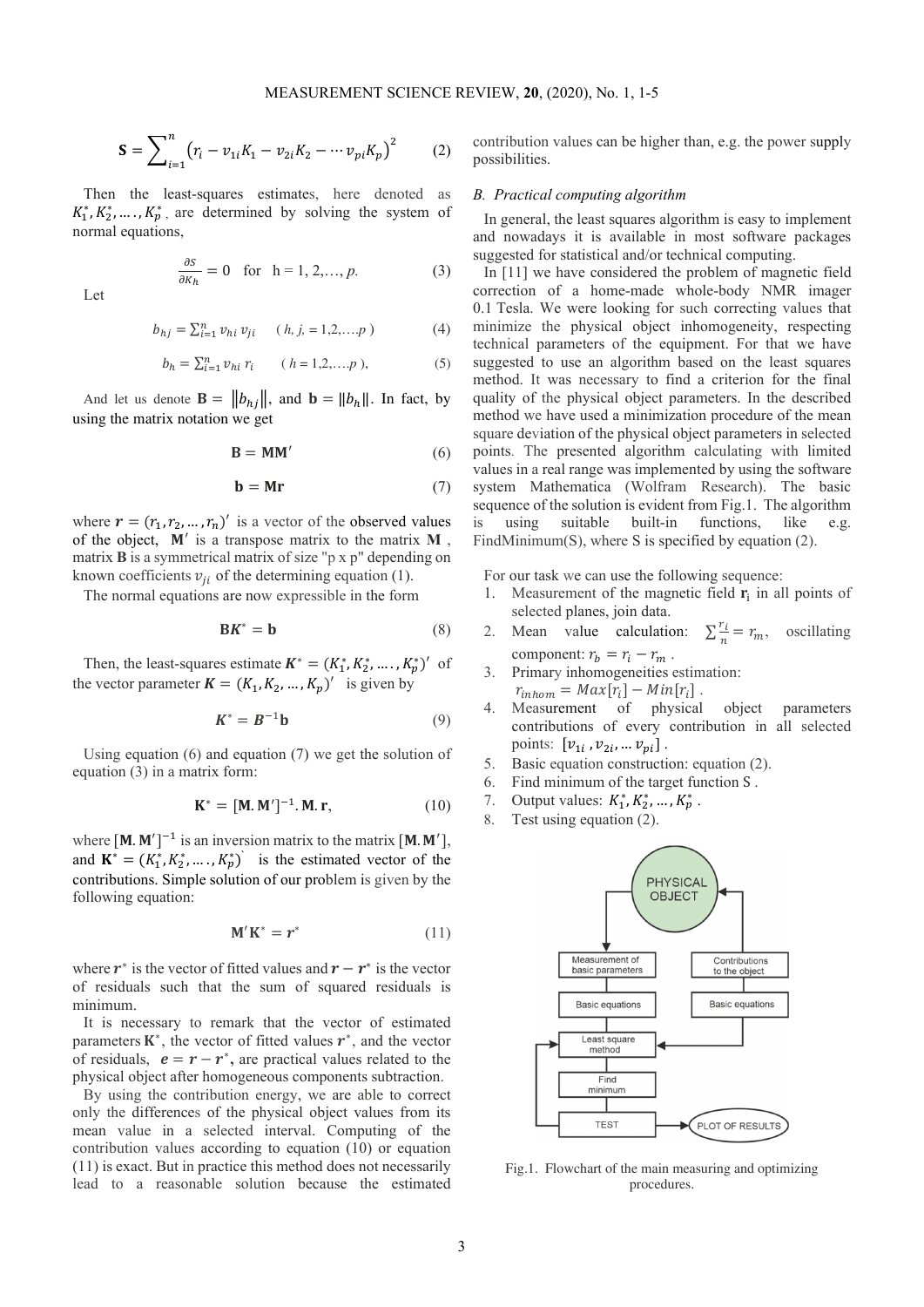$$\mathbf{S} = \sum_{i=1}^{n} \left(r_i - v_{1i}K_1 - v_{2i}K_2 - \cdots v_{pi}K_p\right)^2 \tag{2}$$

Then the least-squares estimates, here denoted as $K_1^*, K_2^*, \ldots, K_p^*$, are determined by solving the system of normal equations,

$$\frac{\partial S}{\partial K_h} = 0 \quad \text{for } \ h = 1, 2, \ldots, p. \tag{3}$$

Let

$$b_{hj} = \sum_{i=1}^{n} v_{hi}\, v_{ji} \qquad (h, j, = 1,2,\ldots,p) \tag{4}$$

$$b_h = \sum_{i=1}^{n} v_{hi}\, r_i \qquad (h = 1,2,\ldots,p), \tag{5}$$

And let us denote $\mathbf{B} = \|b_{hj}\|$, and $\mathbf{b} = \|b_h\|$. In fact, by using the matrix notation we get

$$\mathbf{B} = \mathbf{M}\mathbf{M}' \tag{6}$$

$$\mathbf{b} = \mathbf{M}\mathbf{r} \tag{7}$$

where $\boldsymbol{r} = (r_1, r_2, \ldots, r_n)'$ is a vector of the observed values of the object, $\mathbf{M}'$ is a transpose matrix to the matrix $\mathbf{M}$, matrix $\mathbf{B}$ is a symmetrical matrix of size "p x p" depending on known coefficients $v_{ji}$ of the determining equation (1).

The normal equations are now expressible in the form

$$\mathbf{B}\boldsymbol{K}^* = \mathbf{b} \tag{8}$$

Then, the least-squares estimate $\boldsymbol{K}^* = (K_1^*, K_2^*, \ldots, K_p^*)'$ of the vector parameter $\boldsymbol{K} = (K_1, K_2, \ldots, K_p)'$ is given by

$$\boldsymbol{K}^* = \boldsymbol{B}^{-1}\mathbf{b} \tag{9}$$

Using equation (6) and equation (7) we get the solution of equation (3) in a matrix form:

$$\mathbf{K}^* = [\mathbf{M}.\mathbf{M}']^{-1}.\mathbf{M}.\mathbf{r}, \tag{10}$$

where $[\mathbf{M}.\mathbf{M}']^{-1}$ is an inversion matrix to the matrix $[\mathbf{M}.\mathbf{M}']$, and $\mathbf{K}^* = (K_1^*, K_2^*, \ldots, K_p^*)`$ is the estimated vector of the contributions. Simple solution of our problem is given by the following equation:

$$\mathbf{M}'\mathbf{K}^* = \boldsymbol{r}^* \tag{11}$$

where $\boldsymbol{r}^*$ is the vector of fitted values and $\boldsymbol{r} - \boldsymbol{r}^*$ is the vector of residuals such that the sum of squared residuals is minimum.

It is necessary to remark that the vector of estimated parameters $\mathbf{K}^*$, the vector of fitted values $\boldsymbol{r}^*$, and the vector of residuals, $\boldsymbol{e} = \boldsymbol{r} - \boldsymbol{r}^*$, are practical values related to the physical object after homogeneous components subtraction.

By using the contribution energy, we are able to correct only the differences of the physical object values from its mean value in a selected interval. Computing of the contribution values according to equation (10) or equation (11) is exact. But in practice this method does not necessarily lead to a reasonable solution because the estimated contribution values can be higher than, e.g. the power supply possibilities.

### B. Practical computing algorithm

In general, the least squares algorithm is easy to implement and nowadays it is available in most software packages suggested for statistical and/or technical computing.

In [11] we have considered the problem of magnetic field correction of a home-made whole-body NMR imager 0.1 Tesla. We were looking for such correcting values that minimize the physical object inhomogeneity, respecting technical parameters of the equipment. For that we have suggested to use an algorithm based on the least squares method. It was necessary to find a criterion for the final quality of the physical object parameters. In the described method we have used a minimization procedure of the mean square deviation of the physical object parameters in selected points. The presented algorithm calculating with limited values in a real range was implemented by using the software system Mathematica (Wolfram Research). The basic sequence of the solution is evident from Fig.1. The algorithm is using suitable built-in functions, like e.g. FindMinimum(S), where S is specified by equation (2).

For our task we can use the following sequence:

1. Measurement of the magnetic field $\mathbf{r}_i$ in all points of selected planes, join data.
2. Mean value calculation: $\sum \frac{r_i}{n} = r_m$, oscillating component: $r_b = r_i - r_m$ .
3. Primary inhomogeneities estimation: $r_{inhom} = Max[r_i] - Min[r_i]$ .
4. Measurement of physical object parameters contributions of every contribution in all selected points: $[v_{1i}, v_{2i}, \ldots v_{pi}]$ .
5. Basic equation construction: equation (2).
6. Find minimum of the target function S .
7. Output values: $K_1^*, K_2^*, \ldots, K_p^*$ .
8. Test using equation (2).

Fig.1. Flowchart of the main measuring and optimizing procedures.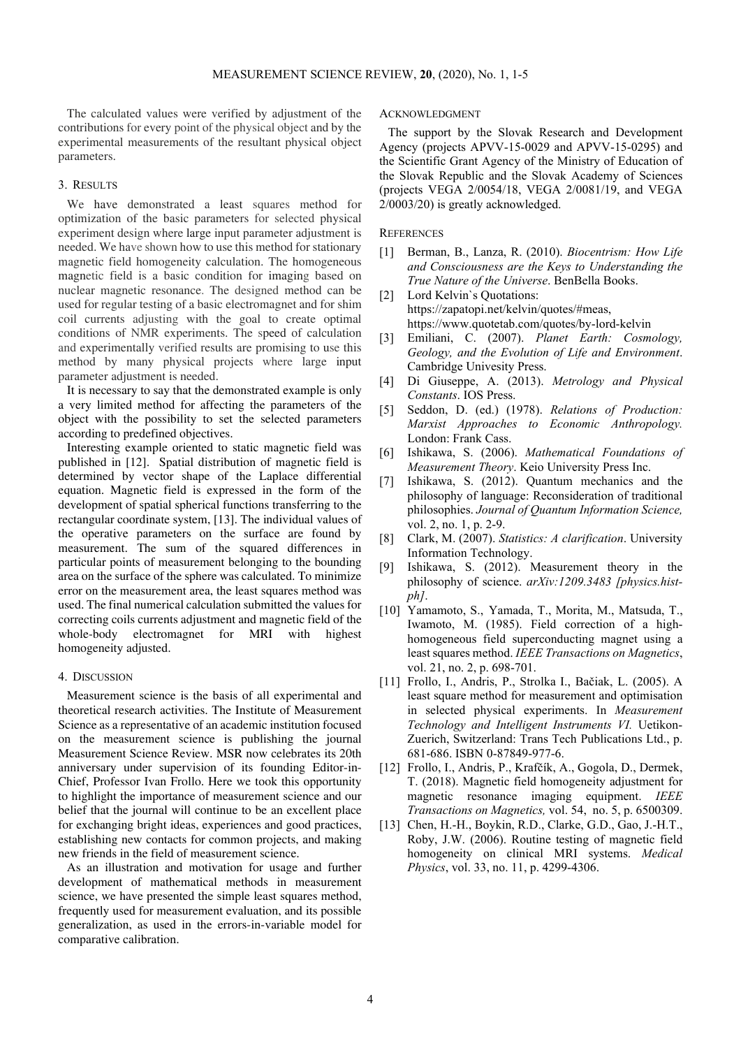The calculated values were verified by adjustment of the contributions for every point of the physical object and by the experimental measurements of the resultant physical object parameters.

## 3. RESULTS

We have demonstrated a least squares method for optimization of the basic parameters for selected physical experiment design where large input parameter adjustment is needed. We have shown how to use this method for stationary magnetic field homogeneity calculation. The homogeneous magnetic field is a basic condition for imaging based on nuclear magnetic resonance. The designed method can be used for regular testing of a basic electromagnet and for shim coil currents adjusting with the goal to create optimal conditions of NMR experiments. The speed of calculation and experimentally verified results are promising to use this method by many physical projects where large input parameter adjustment is needed.

It is necessary to say that the demonstrated example is only a very limited method for affecting the parameters of the object with the possibility to set the selected parameters according to predefined objectives.

Interesting example oriented to static magnetic field was published in [12]. Spatial distribution of magnetic field is determined by vector shape of the Laplace differential equation. Magnetic field is expressed in the form of the development of spatial spherical functions transferring to the rectangular coordinate system, [13]. The individual values of the operative parameters on the surface are found by measurement. The sum of the squared differences in particular points of measurement belonging to the bounding area on the surface of the sphere was calculated. To minimize error on the measurement area, the least squares method was used. The final numerical calculation submitted the values for correcting coils currents adjustment and magnetic field of the whole-body electromagnet for MRI with highest homogeneity adjusted.

## 4. DISCUSSION

Measurement science is the basis of all experimental and theoretical research activities. The Institute of Measurement Science as a representative of an academic institution focused on the measurement science is publishing the journal Measurement Science Review. MSR now celebrates its 20th anniversary under supervision of its founding Editor-in-Chief, Professor Ivan Frollo. Here we took this opportunity to highlight the importance of measurement science and our belief that the journal will continue to be an excellent place for exchanging bright ideas, experiences and good practices, establishing new contacts for common projects, and making new friends in the field of measurement science.

As an illustration and motivation for usage and further development of mathematical methods in measurement science, we have presented the simple least squares method, frequently used for measurement evaluation, and its possible generalization, as used in the errors-in-variable model for comparative calibration.

## ACKNOWLEDGMENT

The support by the Slovak Research and Development Agency (projects APVV-15-0029 and APVV-15-0295) and the Scientific Grant Agency of the Ministry of Education of the Slovak Republic and the Slovak Academy of Sciences (projects VEGA 2/0054/18, VEGA 2/0081/19, and VEGA 2/0003/20) is greatly acknowledged.

## REFERENCES

[1] Berman, B., Lanza, R. (2010). *Biocentrism: How Life and Consciousness are the Keys to Understanding the True Nature of the Universe*. BenBella Books.

[2] Lord Kelvin`s Quotations: https://zapatopi.net/kelvin/quotes/#meas, https://www.quotetab.com/quotes/by-lord-kelvin

[3] Emiliani, C. (2007). *Planet Earth: Cosmology, Geology, and the Evolution of Life and Environment*. Cambridge Univesity Press.

[4] Di Giuseppe, A. (2013). *Metrology and Physical Constants*. IOS Press.

[5] Seddon, D. (ed.) (1978). *Relations of Production: Marxist Approaches to Economic Anthropology.* London: Frank Cass.

[6] Ishikawa, S. (2006). *Mathematical Foundations of Measurement Theory*. Keio University Press Inc.

[7] Ishikawa, S. (2012). Quantum mechanics and the philosophy of language: Reconsideration of traditional philosophies. *Journal of Quantum Information Science,* vol. 2, no. 1, p. 2-9.

[8] Clark, M. (2007). *Statistics: A clarification*. University Information Technology.

[9] Ishikawa, S. (2012). Measurement theory in the philosophy of science. *arXiv:1209.3483 [physics.hist-ph]*.

[10] Yamamoto, S., Yamada, T., Morita, M., Matsuda, T., Iwamoto, M. (1985). Field correction of a high-homogeneous field superconducting magnet using a least squares method. *IEEE Transactions on Magnetics*, vol. 21, no. 2, p. 698-701.

[11] Frollo, I., Andris, P., Strolka I., Bačiak, L. (2005). A least square method for measurement and optimisation in selected physical experiments. In *Measurement Technology and Intelligent Instruments VI.* Uetikon-Zuerich, Switzerland: Trans Tech Publications Ltd., p. 681-686. ISBN 0-87849-977-6.

[12] Frollo, I., Andris, P., Krafčík, A., Gogola, D., Dermek, T. (2018). Magnetic field homogeneity adjustment for magnetic resonance imaging equipment. *IEEE Transactions on Magnetics,* vol. 54, no. 5, p. 6500309.

[13] Chen, H.-H., Boykin, R.D., Clarke, G.D., Gao, J.-H.T., Roby, J.W. (2006). Routine testing of magnetic field homogeneity on clinical MRI systems. *Medical Physics*, vol. 33, no. 11, p. 4299-4306.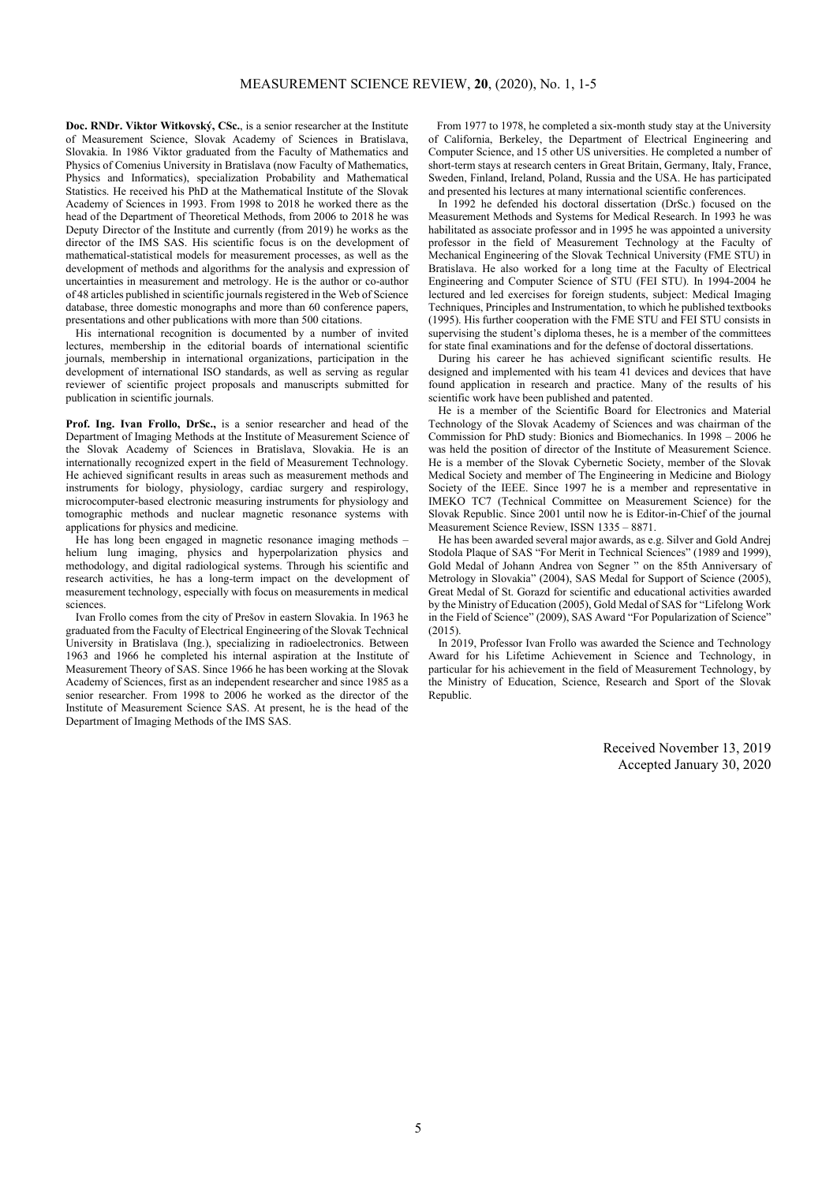**Doc. RNDr. Viktor Witkovský, CSc.**, is a senior researcher at the Institute of Measurement Science, Slovak Academy of Sciences in Bratislava, Slovakia. In 1986 Viktor graduated from the Faculty of Mathematics and Physics of Comenius University in Bratislava (now Faculty of Mathematics, Physics and Informatics), specialization Probability and Mathematical Statistics. He received his PhD at the Mathematical Institute of the Slovak Academy of Sciences in 1993. From 1998 to 2018 he worked there as the head of the Department of Theoretical Methods, from 2006 to 2018 he was Deputy Director of the Institute and currently (from 2019) he works as the director of the IMS SAS. His scientific focus is on the development of mathematical-statistical models for measurement processes, as well as the development of methods and algorithms for the analysis and expression of uncertainties in measurement and metrology. He is the author or co-author of 48 articles published in scientific journals registered in the Web of Science database, three domestic monographs and more than 60 conference papers, presentations and other publications with more than 500 citations.

His international recognition is documented by a number of invited lectures, membership in the editorial boards of international scientific journals, membership in international organizations, participation in the development of international ISO standards, as well as serving as regular reviewer of scientific project proposals and manuscripts submitted for publication in scientific journals.

**Prof. Ing. Ivan Frollo, DrSc.,** is a senior researcher and head of the Department of Imaging Methods at the Institute of Measurement Science of the Slovak Academy of Sciences in Bratislava, Slovakia. He is an internationally recognized expert in the field of Measurement Technology. He achieved significant results in areas such as measurement methods and instruments for biology, physiology, cardiac surgery and respirology, microcomputer-based electronic measuring instruments for physiology and tomographic methods and nuclear magnetic resonance systems with applications for physics and medicine.

He has long been engaged in magnetic resonance imaging methods – helium lung imaging, physics and hyperpolarization physics and methodology, and digital radiological systems. Through his scientific and research activities, he has a long-term impact on the development of measurement technology, especially with focus on measurements in medical sciences.

Ivan Frollo comes from the city of Prešov in eastern Slovakia. In 1963 he graduated from the Faculty of Electrical Engineering of the Slovak Technical University in Bratislava (Ing.), specializing in radioelectronics. Between 1963 and 1966 he completed his internal aspiration at the Institute of Measurement Theory of SAS. Since 1966 he has been working at the Slovak Academy of Sciences, first as an independent researcher and since 1985 as a senior researcher. From 1998 to 2006 he worked as the director of the Institute of Measurement Science SAS. At present, he is the head of the Department of Imaging Methods of the IMS SAS.

From 1977 to 1978, he completed a six-month study stay at the University of California, Berkeley, the Department of Electrical Engineering and Computer Science, and 15 other US universities. He completed a number of short-term stays at research centers in Great Britain, Germany, Italy, France, Sweden, Finland, Ireland, Poland, Russia and the USA. He has participated and presented his lectures at many international scientific conferences.

In 1992 he defended his doctoral dissertation (DrSc.) focused on the Measurement Methods and Systems for Medical Research. In 1993 he was habilitated as associate professor and in 1995 he was appointed a university professor in the field of Measurement Technology at the Faculty of Mechanical Engineering of the Slovak Technical University (FME STU) in Bratislava. He also worked for a long time at the Faculty of Electrical Engineering and Computer Science of STU (FEI STU). In 1994-2004 he lectured and led exercises for foreign students, subject: Medical Imaging Techniques, Principles and Instrumentation, to which he published textbooks (1995). His further cooperation with the FME STU and FEI STU consists in supervising the student's diploma theses, he is a member of the committees for state final examinations and for the defense of doctoral dissertations.

During his career he has achieved significant scientific results. He designed and implemented with his team 41 devices and devices that have found application in research and practice. Many of the results of his scientific work have been published and patented.

He is a member of the Scientific Board for Electronics and Material Technology of the Slovak Academy of Sciences and was chairman of the Commission for PhD study: Bionics and Biomechanics. In 1998 – 2006 he was held the position of director of the Institute of Measurement Science. He is a member of the Slovak Cybernetic Society, member of the Slovak Medical Society and member of The Engineering in Medicine and Biology Society of the IEEE. Since 1997 he is a member and representative in IMEKO TC7 (Technical Committee on Measurement Science) for the Slovak Republic. Since 2001 until now he is Editor-in-Chief of the journal Measurement Science Review, ISSN 1335 – 8871.

He has been awarded several major awards, as e.g. Silver and Gold Andrej Stodola Plaque of SAS "For Merit in Technical Sciences" (1989 and 1999), Gold Medal of Johann Andrea von Segner " on the 85th Anniversary of Metrology in Slovakia" (2004), SAS Medal for Support of Science (2005), Great Medal of St. Gorazd for scientific and educational activities awarded by the Ministry of Education (2005), Gold Medal of SAS for "Lifelong Work in the Field of Science" (2009), SAS Award "For Popularization of Science" (2015).

In 2019, Professor Ivan Frollo was awarded the Science and Technology Award for his Lifetime Achievement in Science and Technology, in particular for his achievement in the field of Measurement Technology, by the Ministry of Education, Science, Research and Sport of the Slovak Republic.

Received November 13, 2019
Accepted January 30, 2020